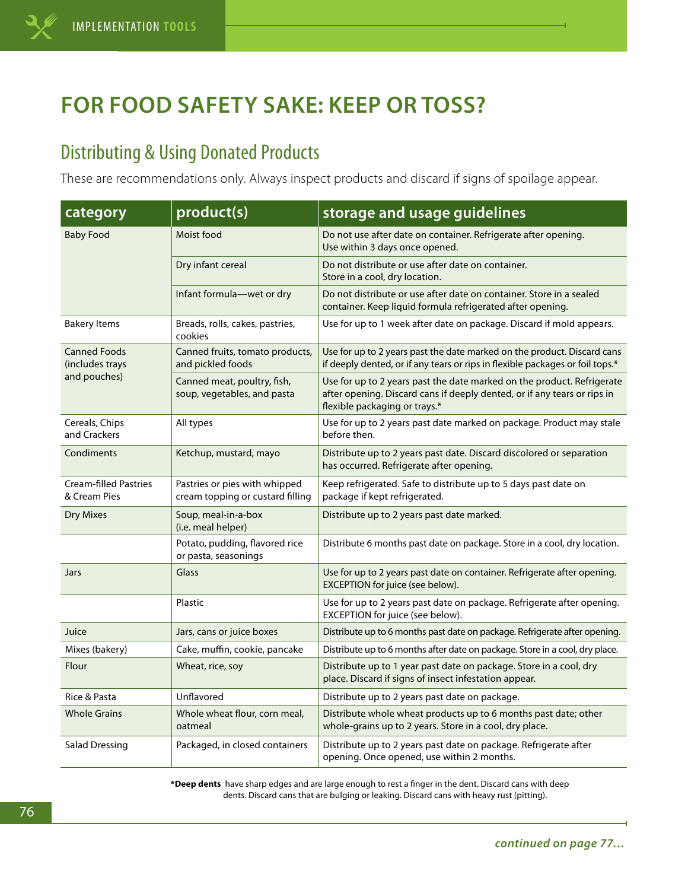# FOR FOOD SAFETY SAKE: KEEP OR TOSS?

## Distributing & Using Donated Products

These are recommendations only. Always inspect products and discard if signs of spoilage appear.

| category | product(s) | storage and usage guidelines |
|---|---|---|
| Baby Food | Moist food | Do not use after date on container. Refrigerate after opening. Use within 3 days once opened. |
| | Dry infant cereal | Do not distribute or use after date on container. Store in a cool, dry location. |
| | Infant formula—wet or dry | Do not distribute or use after date on container. Store in a sealed container. Keep liquid formula refrigerated after opening. |
| Bakery Items | Breads, rolls, cakes, pastries, cookies | Use for up to 1 week after date on package. Discard if mold appears. |
| Canned Foods (includes trays and pouches) | Canned fruits, tomato products, and pickled foods | Use for up to 2 years past the date marked on the product. Discard cans if deeply dented, or if any tears or rips in flexible packages or foil tops.* |
| | Canned meat, poultry, fish, soup, vegetables, and pasta | Use for up to 2 years past the date marked on the product. Refrigerate after opening. Discard cans if deeply dented, or if any tears or rips in flexible packaging or trays.* |
| Cereals, Chips and Crackers | All types | Use for up to 2 years past date marked on package. Product may stale before then. |
| Condiments | Ketchup, mustard, mayo | Distribute up to 2 years past date. Discard discolored or separation has occurred. Refrigerate after opening. |
| Cream-filled Pastries & Cream Pies | Pastries or pies with whipped cream topping or custard filling | Keep refrigerated. Safe to distribute up to 5 days past date on package if kept refrigerated. |
| Dry Mixes | Soup, meal-in-a-box (i.e. meal helper) | Distribute up to 2 years past date marked. |
| | Potato, pudding, flavored rice or pasta, seasonings | Distribute 6 months past date on package. Store in a cool, dry location. |
| Jars | Glass | Use for up to 2 years past date on container. Refrigerate after opening. EXCEPTION for juice (see below). |
| | Plastic | Use for up to 2 years past date on package. Refrigerate after opening. EXCEPTION for juice (see below). |
| Juice | Jars, cans or juice boxes | Distribute up to 6 months past date on package. Refrigerate after opening. |
| Mixes (bakery) | Cake, muffin, cookie, pancake | Distribute up to 6 months after date on package. Store in a cool, dry place. |
| Flour | Wheat, rice, soy | Distribute up to 1 year past date on package. Store in a cool, dry place. Discard if signs of insect infestation appear. |
| Rice & Pasta | Unflavored | Distribute up to 2 years past date on package. |
| Whole Grains | Whole wheat flour, corn meal, oatmeal | Distribute whole wheat products up to 6 months past date; other whole-grains up to 2 years. Store in a cool, dry place. |
| Salad Dressing | Packaged, in closed containers | Distribute up to 2 years past date on package. Refrigerate after opening. Once opened, use within 2 months. |

***Deep dents** have sharp edges and are large enough to rest a finger in the dent. Discard cans with deep dents. Discard cans that are bulging or leaking. Discard cans with heavy rust (pitting).

***continued on page 77...***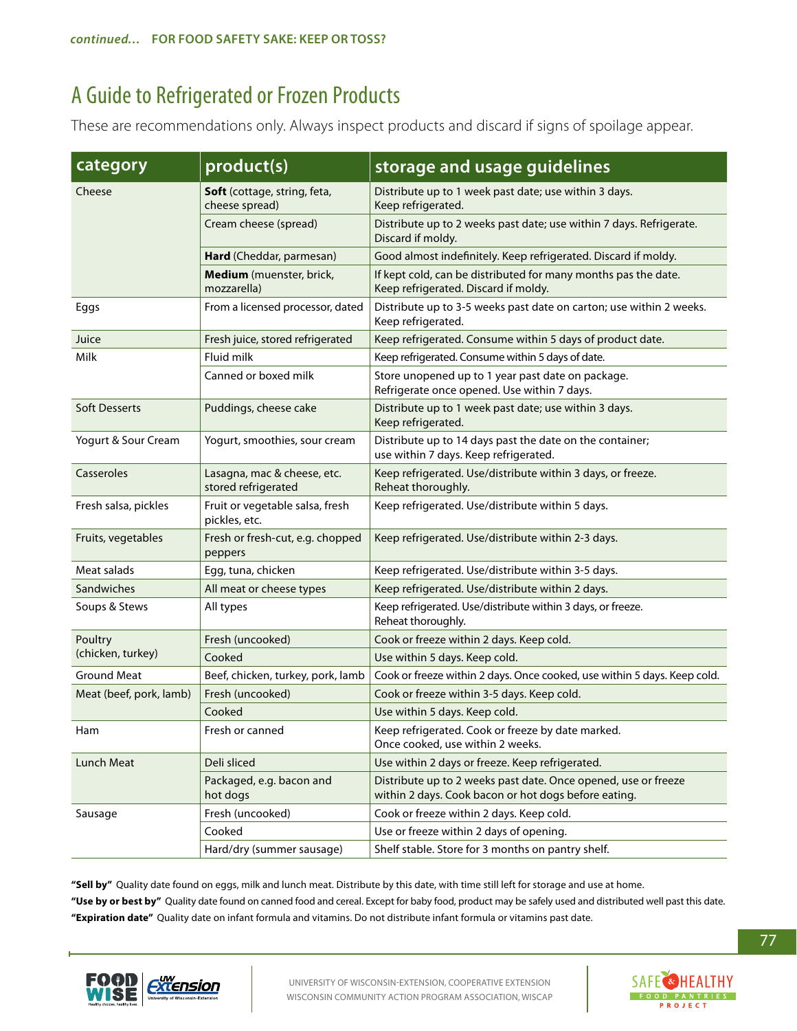continued... FOR FOOD SAFETY SAKE: KEEP OR TOSS?

# A Guide to Refrigerated or Frozen Products

These are recommendations only. Always inspect products and discard if signs of spoilage appear.

| category | product(s) | storage and usage guidelines |
|---|---|---|
| Cheese | **Soft** (cottage, string, feta, cheese spread) | Distribute up to 1 week past date; use within 3 days. Keep refrigerated. |
| | Cream cheese (spread) | Distribute up to 2 weeks past date; use within 7 days. Refrigerate. Discard if moldy. |
| | **Hard** (Cheddar, parmesan) | Good almost indefinitely. Keep refrigerated. Discard if moldy. |
| | **Medium** (muenster, brick, mozzarella) | If kept cold, can be distributed for many months pas the date. Keep refrigerated. Discard if moldy. |
| Eggs | From a licensed processor, dated | Distribute up to 3-5 weeks past date on carton; use within 2 weeks. Keep refrigerated. |
| Juice | Fresh juice, stored refrigerated | Keep refrigerated. Consume within 5 days of product date. |
| Milk | Fluid milk | Keep refrigerated. Consume within 5 days of date. |
| | Canned or boxed milk | Store unopened up to 1 year past date on package. Refrigerate once opened. Use within 7 days. |
| Soft Desserts | Puddings, cheese cake | Distribute up to 1 week past date; use within 3 days. Keep refrigerated. |
| Yogurt & Sour Cream | Yogurt, smoothies, sour cream | Distribute up to 14 days past the date on the container; use within 7 days. Keep refrigerated. |
| Casseroles | Lasagna, mac & cheese, etc. stored refrigerated | Keep refrigerated. Use/distribute within 3 days, or freeze. Reheat thoroughly. |
| Fresh salsa, pickles | Fruit or vegetable salsa, fresh pickles, etc. | Keep refrigerated. Use/distribute within 5 days. |
| Fruits, vegetables | Fresh or fresh-cut, e.g. chopped peppers | Keep refrigerated. Use/distribute within 2-3 days. |
| Meat salads | Egg, tuna, chicken | Keep refrigerated. Use/distribute within 3-5 days. |
| Sandwiches | All meat or cheese types | Keep refrigerated. Use/distribute within 2 days. |
| Soups & Stews | All types | Keep refrigerated. Use/distribute within 3 days, or freeze. Reheat thoroughly. |
| Poultry (chicken, turkey) | Fresh (uncooked) | Cook or freeze within 2 days. Keep cold. |
| | Cooked | Use within 5 days. Keep cold. |
| Ground Meat | Beef, chicken, turkey, pork, lamb | Cook or freeze within 2 days. Once cooked, use within 5 days. Keep cold. |
| Meat (beef, pork, lamb) | Fresh (uncooked) | Cook or freeze within 3-5 days. Keep cold. |
| | Cooked | Use within 5 days. Keep cold. |
| Ham | Fresh or canned | Keep refrigerated. Cook or freeze by date marked. Once cooked, use within 2 weeks. |
| Lunch Meat | Deli sliced | Use within 2 days or freeze. Keep refrigerated. |
| | Packaged, e.g. bacon and hot dogs | Distribute up to 2 weeks past date. Once opened, use or freeze within 2 days. Cook bacon or hot dogs before eating. |
| Sausage | Fresh (uncooked) | Cook or freeze within 2 days. Keep cold. |
| | Cooked | Use or freeze within 2 days of opening. |
| | Hard/dry (summer sausage) | Shelf stable. Store for 3 months on pantry shelf. |

**"Sell by"** Quality date found on eggs, milk and lunch meat. Distribute by this date, with time still left for storage and use at home.

**"Use by or best by"** Quality date found on canned food and cereal. Except for baby food, product may be safely used and distributed well past this date.

**"Expiration date"** Quality date on infant formula and vitamins. Do not distribute infant formula or vitamins past date.

UNIVERSITY OF WISCONSIN-EXTENSION, COOPERATIVE EXTENSION
WISCONSIN COMMUNITY ACTION PROGRAM ASSOCIATION, WISCAP